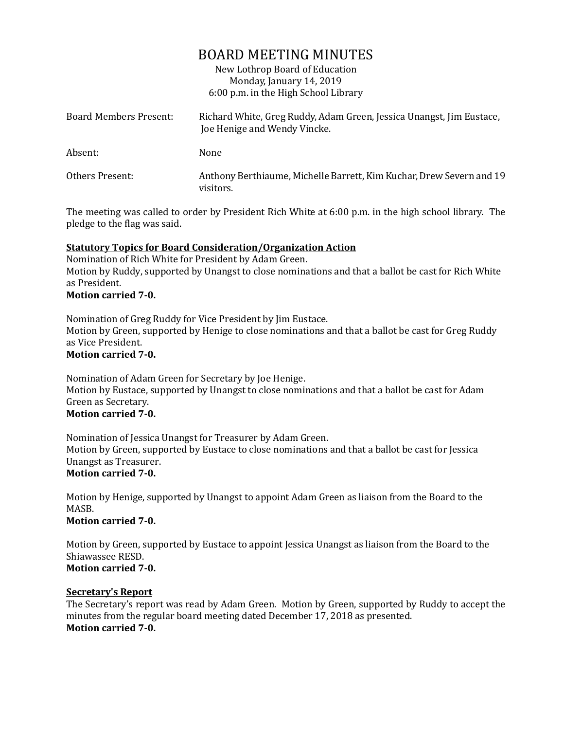# BOARD MEETING MINUTES

New Lothrop Board of Education
Monday, January 14, 2019
6:00 p.m. in the High School Library

| | |
|---|---|
| Board Members Present: | Richard White, Greg Ruddy, Adam Green, Jessica Unangst, Jim Eustace, Joe Henige and Wendy Vincke. |
| Absent: | None |
| Others Present: | Anthony Berthiaume, Michelle Barrett, Kim Kuchar, Drew Severn and 19 visitors. |

The meeting was called to order by President Rich White at 6:00 p.m. in the high school library. The pledge to the flag was said.

**Statutory Topics for Board Consideration/Organization Action**

Nomination of Rich White for President by Adam Green.
Motion by Ruddy, supported by Unangst to close nominations and that a ballot be cast for Rich White as President.
**Motion carried 7-0.**

Nomination of Greg Ruddy for Vice President by Jim Eustace.
Motion by Green, supported by Henige to close nominations and that a ballot be cast for Greg Ruddy as Vice President.
**Motion carried 7-0.**

Nomination of Adam Green for Secretary by Joe Henige.
Motion by Eustace, supported by Unangst to close nominations and that a ballot be cast for Adam Green as Secretary.
**Motion carried 7-0.**

Nomination of Jessica Unangst for Treasurer by Adam Green.
Motion by Green, supported by Eustace to close nominations and that a ballot be cast for Jessica Unangst as Treasurer.
**Motion carried 7-0.**

Motion by Henige, supported by Unangst to appoint Adam Green as liaison from the Board to the MASB.
**Motion carried 7-0.**

Motion by Green, supported by Eustace to appoint Jessica Unangst as liaison from the Board to the Shiawassee RESD.
**Motion carried 7-0.**

**Secretary's Report**

The Secretary's report was read by Adam Green. Motion by Green, supported by Ruddy to accept the minutes from the regular board meeting dated December 17, 2018 as presented.
**Motion carried 7-0.**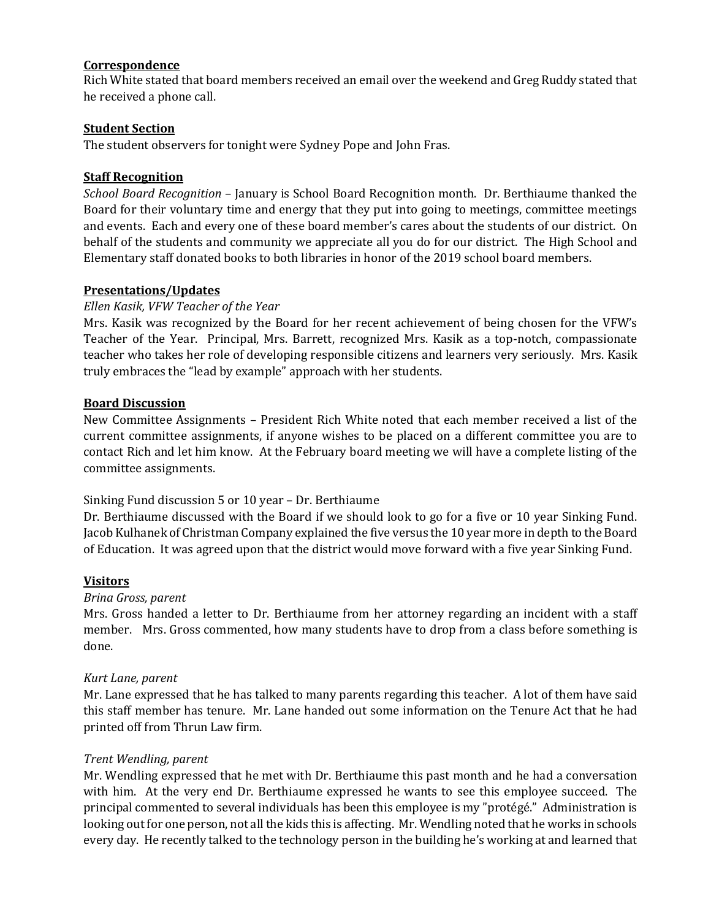**Correspondence**

Rich White stated that board members received an email over the weekend and Greg Ruddy stated that he received a phone call.

**Student Section**

The student observers for tonight were Sydney Pope and John Fras.

**Staff Recognition**

*School Board Recognition* – January is School Board Recognition month. Dr. Berthiaume thanked the Board for their voluntary time and energy that they put into going to meetings, committee meetings and events. Each and every one of these board member's cares about the students of our district. On behalf of the students and community we appreciate all you do for our district. The High School and Elementary staff donated books to both libraries in honor of the 2019 school board members.

**Presentations/Updates**

*Ellen Kasik, VFW Teacher of the Year*

Mrs. Kasik was recognized by the Board for her recent achievement of being chosen for the VFW's Teacher of the Year. Principal, Mrs. Barrett, recognized Mrs. Kasik as a top-notch, compassionate teacher who takes her role of developing responsible citizens and learners very seriously. Mrs. Kasik truly embraces the "lead by example" approach with her students.

**Board Discussion**

New Committee Assignments – President Rich White noted that each member received a list of the current committee assignments, if anyone wishes to be placed on a different committee you are to contact Rich and let him know. At the February board meeting we will have a complete listing of the committee assignments.

Sinking Fund discussion 5 or 10 year – Dr. Berthiaume

Dr. Berthiaume discussed with the Board if we should look to go for a five or 10 year Sinking Fund. Jacob Kulhanek of Christman Company explained the five versus the 10 year more in depth to the Board of Education. It was agreed upon that the district would move forward with a five year Sinking Fund.

**Visitors**

*Brina Gross, parent*

Mrs. Gross handed a letter to Dr. Berthiaume from her attorney regarding an incident with a staff member. Mrs. Gross commented, how many students have to drop from a class before something is done.

*Kurt Lane, parent*

Mr. Lane expressed that he has talked to many parents regarding this teacher. A lot of them have said this staff member has tenure. Mr. Lane handed out some information on the Tenure Act that he had printed off from Thrun Law firm.

*Trent Wendling, parent*

Mr. Wendling expressed that he met with Dr. Berthiaume this past month and he had a conversation with him. At the very end Dr. Berthiaume expressed he wants to see this employee succeed. The principal commented to several individuals has been this employee is my "protégé." Administration is looking out for one person, not all the kids this is affecting. Mr. Wendling noted that he works in schools every day. He recently talked to the technology person in the building he's working at and learned that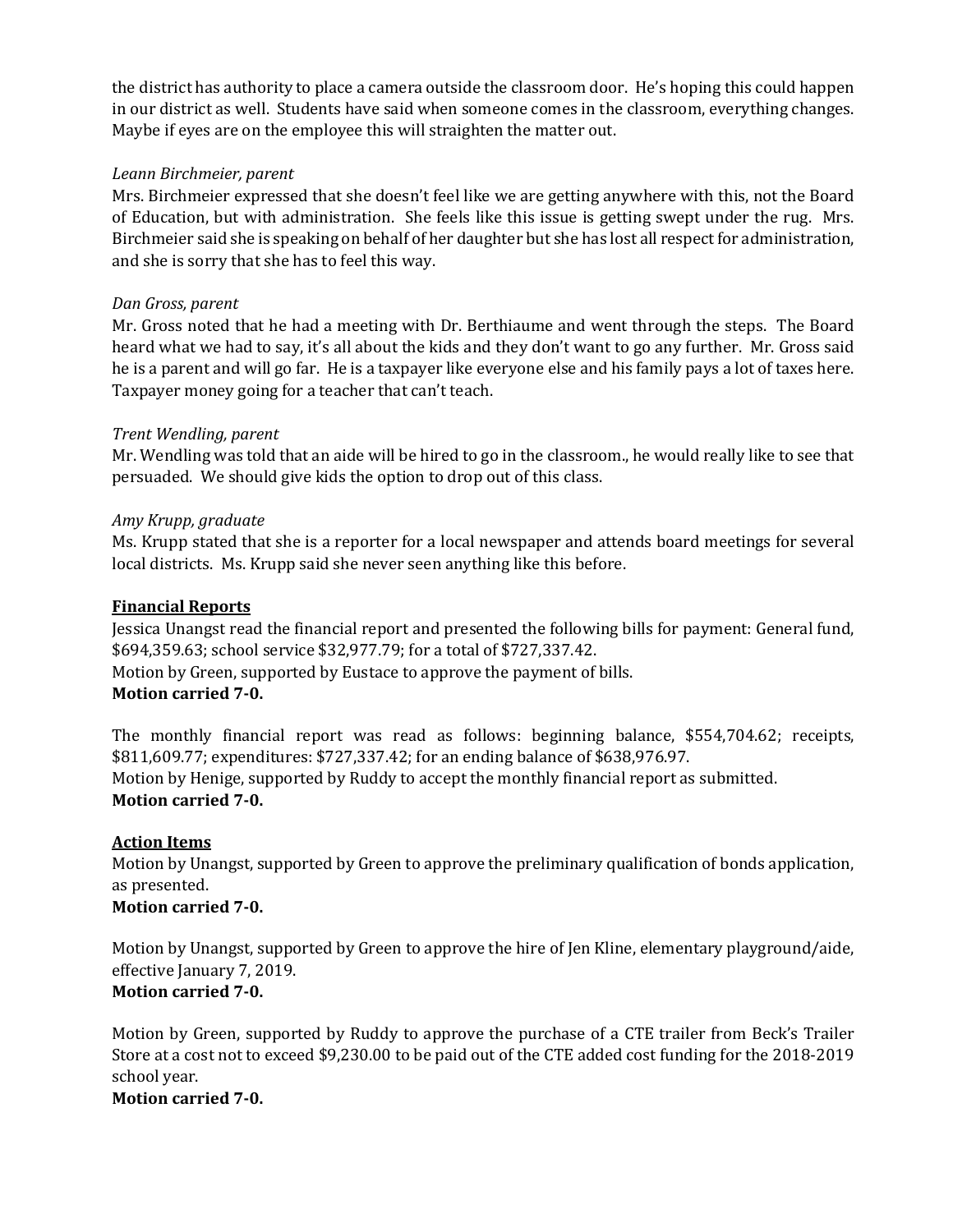the district has authority to place a camera outside the classroom door. He's hoping this could happen in our district as well. Students have said when someone comes in the classroom, everything changes. Maybe if eyes are on the employee this will straighten the matter out.

*Leann Birchmeier, parent*

Mrs. Birchmeier expressed that she doesn't feel like we are getting anywhere with this, not the Board of Education, but with administration. She feels like this issue is getting swept under the rug. Mrs. Birchmeier said she is speaking on behalf of her daughter but she has lost all respect for administration, and she is sorry that she has to feel this way.

*Dan Gross, parent*

Mr. Gross noted that he had a meeting with Dr. Berthiaume and went through the steps. The Board heard what we had to say, it's all about the kids and they don't want to go any further. Mr. Gross said he is a parent and will go far. He is a taxpayer like everyone else and his family pays a lot of taxes here. Taxpayer money going for a teacher that can't teach.

*Trent Wendling, parent*

Mr. Wendling was told that an aide will be hired to go in the classroom., he would really like to see that persuaded. We should give kids the option to drop out of this class.

*Amy Krupp, graduate*

Ms. Krupp stated that she is a reporter for a local newspaper and attends board meetings for several local districts. Ms. Krupp said she never seen anything like this before.

**Financial Reports**

Jessica Unangst read the financial report and presented the following bills for payment: General fund, $694,359.63; school service $32,977.79; for a total of $727,337.42.
Motion by Green, supported by Eustace to approve the payment of bills.
**Motion carried 7-0.**

The monthly financial report was read as follows: beginning balance, $554,704.62; receipts, $811,609.77; expenditures: $727,337.42; for an ending balance of $638,976.97.
Motion by Henige, supported by Ruddy to accept the monthly financial report as submitted.
**Motion carried 7-0.**

**Action Items**

Motion by Unangst, supported by Green to approve the preliminary qualification of bonds application, as presented.
**Motion carried 7-0.**

Motion by Unangst, supported by Green to approve the hire of Jen Kline, elementary playground/aide, effective January 7, 2019.
**Motion carried 7-0.**

Motion by Green, supported by Ruddy to approve the purchase of a CTE trailer from Beck's Trailer Store at a cost not to exceed $9,230.00 to be paid out of the CTE added cost funding for the 2018-2019 school year.
**Motion carried 7-0.**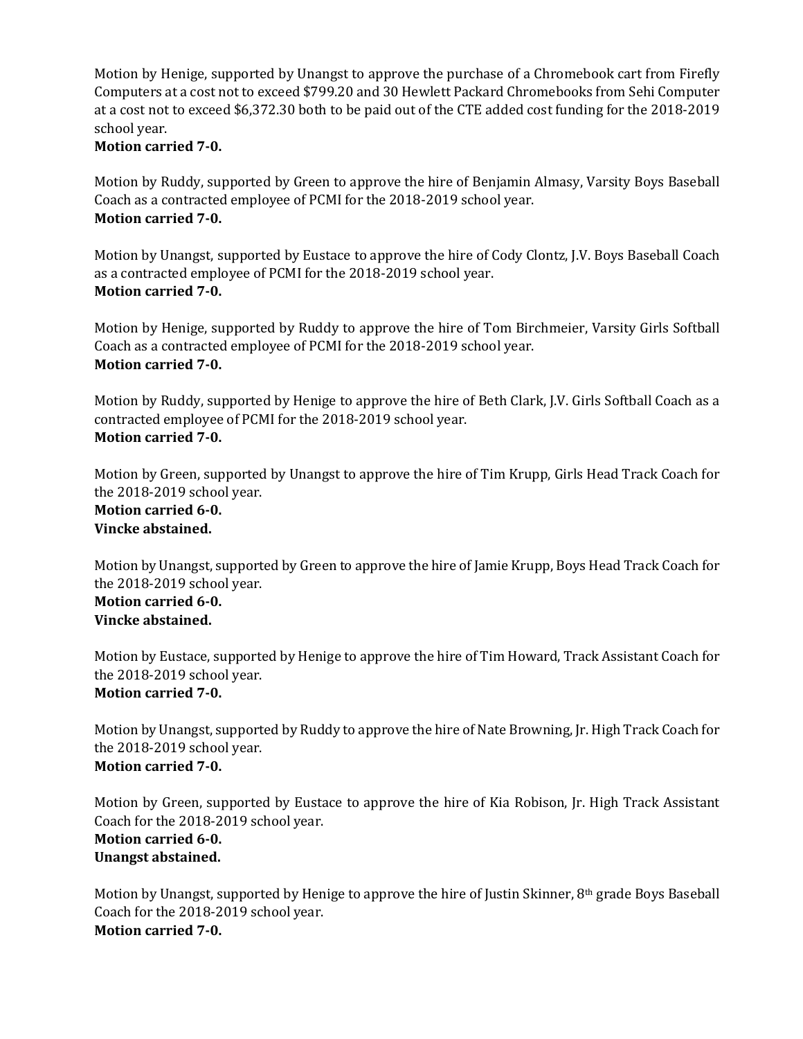Motion by Henige, supported by Unangst to approve the purchase of a Chromebook cart from Firefly Computers at a cost not to exceed $799.20 and 30 Hewlett Packard Chromebooks from Sehi Computer at a cost not to exceed $6,372.30 both to be paid out of the CTE added cost funding for the 2018-2019 school year.
**Motion carried 7-0.**

Motion by Ruddy, supported by Green to approve the hire of Benjamin Almasy, Varsity Boys Baseball Coach as a contracted employee of PCMI for the 2018-2019 school year.
**Motion carried 7-0.**

Motion by Unangst, supported by Eustace to approve the hire of Cody Clontz, J.V. Boys Baseball Coach as a contracted employee of PCMI for the 2018-2019 school year.
**Motion carried 7-0.**

Motion by Henige, supported by Ruddy to approve the hire of Tom Birchmeier, Varsity Girls Softball Coach as a contracted employee of PCMI for the 2018-2019 school year.
**Motion carried 7-0.**

Motion by Ruddy, supported by Henige to approve the hire of Beth Clark, J.V. Girls Softball Coach as a contracted employee of PCMI for the 2018-2019 school year.
**Motion carried 7-0.**

Motion by Green, supported by Unangst to approve the hire of Tim Krupp, Girls Head Track Coach for the 2018-2019 school year.
**Motion carried 6-0.**
**Vincke abstained.**

Motion by Unangst, supported by Green to approve the hire of Jamie Krupp, Boys Head Track Coach for the 2018-2019 school year.
**Motion carried 6-0.**
**Vincke abstained.**

Motion by Eustace, supported by Henige to approve the hire of Tim Howard, Track Assistant Coach for the 2018-2019 school year.
**Motion carried 7-0.**

Motion by Unangst, supported by Ruddy to approve the hire of Nate Browning, Jr. High Track Coach for the 2018-2019 school year.
**Motion carried 7-0.**

Motion by Green, supported by Eustace to approve the hire of Kia Robison, Jr. High Track Assistant Coach for the 2018-2019 school year.
**Motion carried 6-0.**
**Unangst abstained.**

Motion by Unangst, supported by Henige to approve the hire of Justin Skinner, 8th grade Boys Baseball Coach for the 2018-2019 school year.
**Motion carried 7-0.**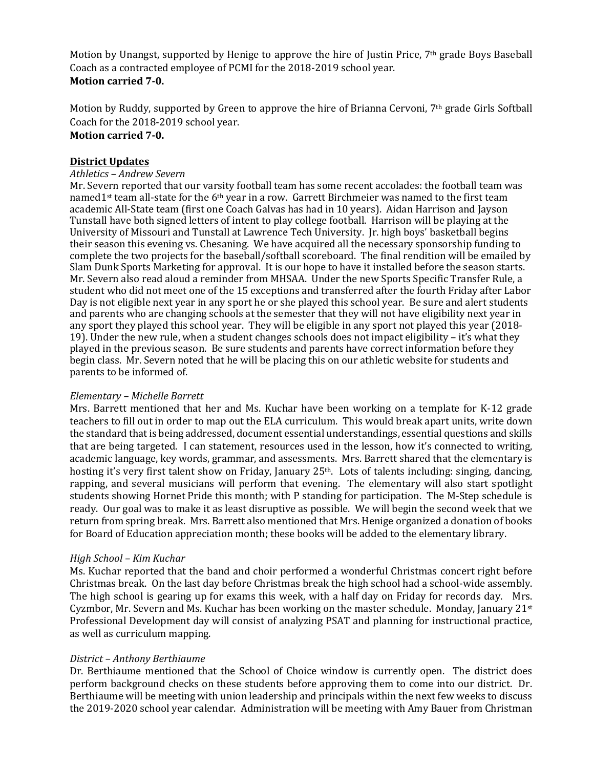Motion by Unangst, supported by Henige to approve the hire of Justin Price, 7th grade Boys Baseball Coach as a contracted employee of PCMI for the 2018-2019 school year.
**Motion carried 7-0.**

Motion by Ruddy, supported by Green to approve the hire of Brianna Cervoni, 7th grade Girls Softball Coach for the 2018-2019 school year.
**Motion carried 7-0.**

**District Updates**

*Athletics – Andrew Severn*
Mr. Severn reported that our varsity football team has some recent accolades: the football team was named1st team all-state for the 6th year in a row. Garrett Birchmeier was named to the first team academic All-State team (first one Coach Galvas has had in 10 years). Aidan Harrison and Jayson Tunstall have both signed letters of intent to play college football. Harrison will be playing at the University of Missouri and Tunstall at Lawrence Tech University. Jr. high boys' basketball begins their season this evening vs. Chesaning. We have acquired all the necessary sponsorship funding to complete the two projects for the baseball/softball scoreboard. The final rendition will be emailed by Slam Dunk Sports Marketing for approval. It is our hope to have it installed before the season starts. Mr. Severn also read aloud a reminder from MHSAA. Under the new Sports Specific Transfer Rule, a student who did not meet one of the 15 exceptions and transferred after the fourth Friday after Labor Day is not eligible next year in any sport he or she played this school year. Be sure and alert students and parents who are changing schools at the semester that they will not have eligibility next year in any sport they played this school year. They will be eligible in any sport not played this year (2018-19). Under the new rule, when a student changes schools does not impact eligibility – it's what they played in the previous season. Be sure students and parents have correct information before they begin class. Mr. Severn noted that he will be placing this on our athletic website for students and parents to be informed of.

*Elementary – Michelle Barrett*
Mrs. Barrett mentioned that her and Ms. Kuchar have been working on a template for K-12 grade teachers to fill out in order to map out the ELA curriculum. This would break apart units, write down the standard that is being addressed, document essential understandings, essential questions and skills that are being targeted. I can statement, resources used in the lesson, how it's connected to writing, academic language, key words, grammar, and assessments. Mrs. Barrett shared that the elementary is hosting it's very first talent show on Friday, January 25th. Lots of talents including: singing, dancing, rapping, and several musicians will perform that evening. The elementary will also start spotlight students showing Hornet Pride this month; with P standing for participation. The M-Step schedule is ready. Our goal was to make it as least disruptive as possible. We will begin the second week that we return from spring break. Mrs. Barrett also mentioned that Mrs. Henige organized a donation of books for Board of Education appreciation month; these books will be added to the elementary library.

*High School – Kim Kuchar*
Ms. Kuchar reported that the band and choir performed a wonderful Christmas concert right before Christmas break. On the last day before Christmas break the high school had a school-wide assembly. The high school is gearing up for exams this week, with a half day on Friday for records day. Mrs. Cyzmbor, Mr. Severn and Ms. Kuchar has been working on the master schedule. Monday, January 21st Professional Development day will consist of analyzing PSAT and planning for instructional practice, as well as curriculum mapping.

*District – Anthony Berthiaume*
Dr. Berthiaume mentioned that the School of Choice window is currently open. The district does perform background checks on these students before approving them to come into our district. Dr. Berthiaume will be meeting with union leadership and principals within the next few weeks to discuss the 2019-2020 school year calendar. Administration will be meeting with Amy Bauer from Christman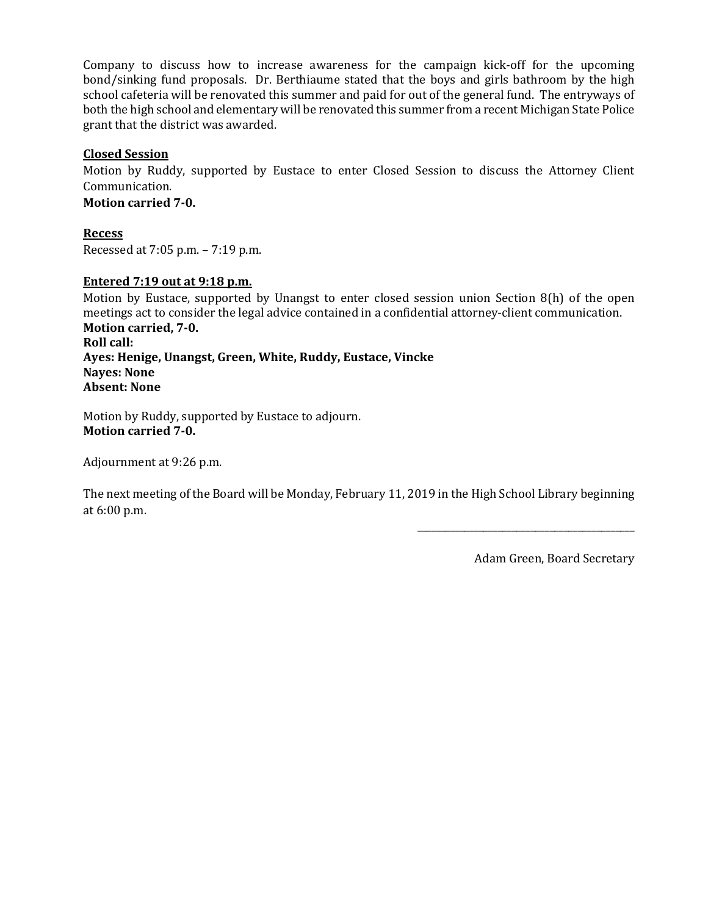Company to discuss how to increase awareness for the campaign kick-off for the upcoming bond/sinking fund proposals. Dr. Berthiaume stated that the boys and girls bathroom by the high school cafeteria will be renovated this summer and paid for out of the general fund. The entryways of both the high school and elementary will be renovated this summer from a recent Michigan State Police grant that the district was awarded.

**Closed Session**

Motion by Ruddy, supported by Eustace to enter Closed Session to discuss the Attorney Client Communication.
**Motion carried 7-0.**

**Recess**

Recessed at 7:05 p.m. – 7:19 p.m.

**Entered 7:19 out at 9:18 p.m.**

Motion by Eustace, supported by Unangst to enter closed session union Section 8(h) of the open meetings act to consider the legal advice contained in a confidential attorney-client communication.
**Motion carried, 7-0.**
**Roll call:**
**Ayes: Henige, Unangst, Green, White, Ruddy, Eustace, Vincke**
**Nayes: None**
**Absent: None**

Motion by Ruddy, supported by Eustace to adjourn.
**Motion carried 7-0.**

Adjournment at 9:26 p.m.

The next meeting of the Board will be Monday, February 11, 2019 in the High School Library beginning at 6:00 p.m.

\_\_\_\_\_\_\_\_\_\_\_\_\_\_\_\_\_\_\_\_\_\_\_\_\_\_\_\_\_\_\_\_\_\_\_\_\_\_\_\_

Adam Green, Board Secretary